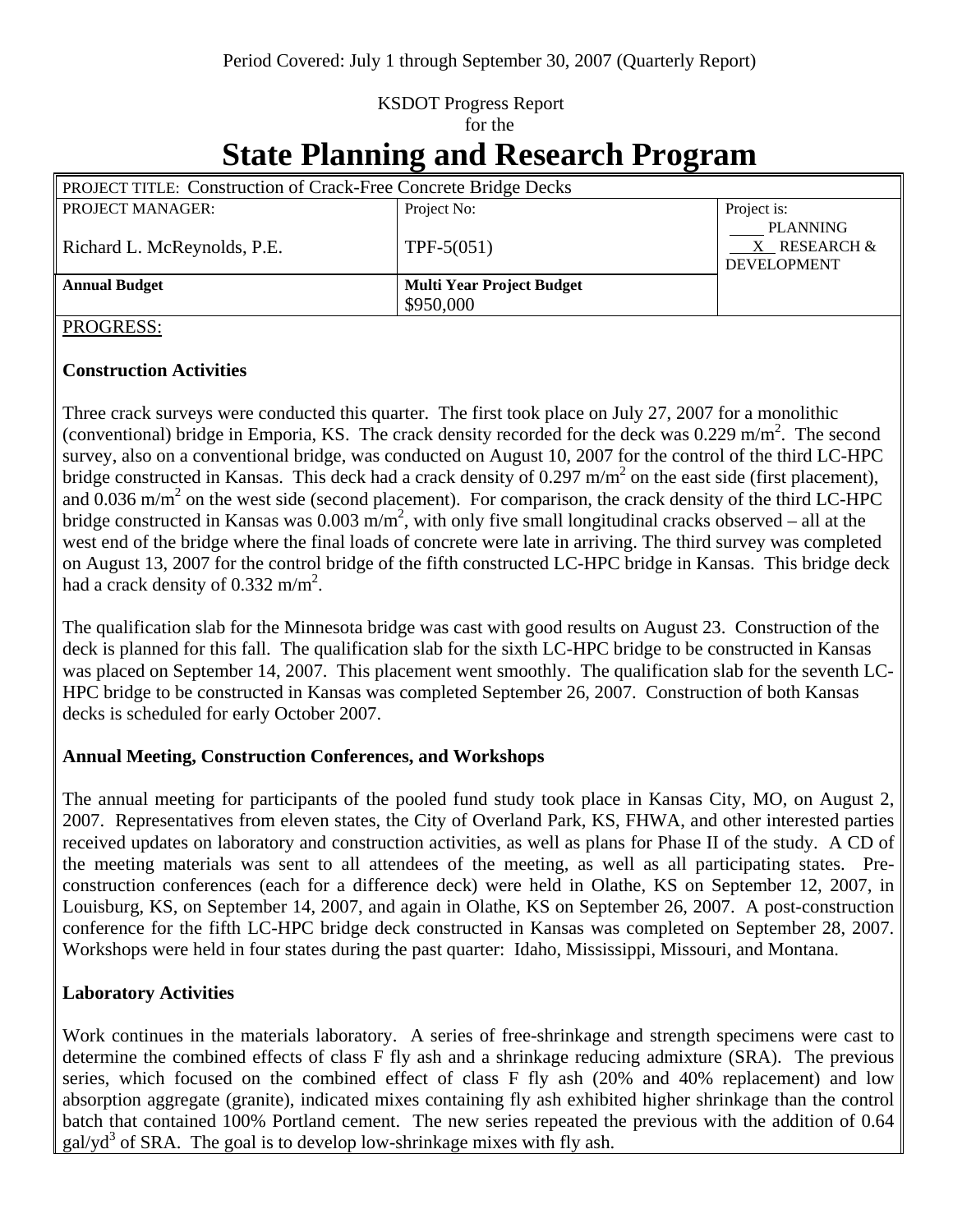Period Covered: July 1 through September 30, 2007 (Quarterly Report)

KSDOT Progress Report
for the

# State Planning and Research Program

| PROJECT TITLE: Construction of Crack-Free Concrete Bridge Decks | | |
|---|---|---|
| PROJECT MANAGER:<br>Richard L. McReynolds, P.E. | Project No:<br>TPF-5(051) | Project is:<br>____ PLANNING<br>__X__ RESEARCH & DEVELOPMENT |
| **Annual Budget** | **Multi Year Project Budget**<br>$950,000 | |

PROGRESS:

**Construction Activities**

Three crack surveys were conducted this quarter. The first took place on July 27, 2007 for a monolithic (conventional) bridge in Emporia, KS. The crack density recorded for the deck was 0.229 $m/m^2$. The second survey, also on a conventional bridge, was conducted on August 10, 2007 for the control of the third LC-HPC bridge constructed in Kansas. This deck had a crack density of 0.297 $m/m^2$ on the east side (first placement), and 0.036 $m/m^2$ on the west side (second placement). For comparison, the crack density of the third LC-HPC bridge constructed in Kansas was 0.003 $m/m^2$, with only five small longitudinal cracks observed – all at the west end of the bridge where the final loads of concrete were late in arriving. The third survey was completed on August 13, 2007 for the control bridge of the fifth constructed LC-HPC bridge in Kansas. This bridge deck had a crack density of 0.332 $m/m^2$.

The qualification slab for the Minnesota bridge was cast with good results on August 23. Construction of the deck is planned for this fall. The qualification slab for the sixth LC-HPC bridge to be constructed in Kansas was placed on September 14, 2007. This placement went smoothly. The qualification slab for the seventh LC-HPC bridge to be constructed in Kansas was completed September 26, 2007. Construction of both Kansas decks is scheduled for early October 2007.

**Annual Meeting, Construction Conferences, and Workshops**

The annual meeting for participants of the pooled fund study took place in Kansas City, MO, on August 2, 2007. Representatives from eleven states, the City of Overland Park, KS, FHWA, and other interested parties received updates on laboratory and construction activities, as well as plans for Phase II of the study. A CD of the meeting materials was sent to all attendees of the meeting, as well as all participating states. Pre-construction conferences (each for a difference deck) were held in Olathe, KS on September 12, 2007, in Louisburg, KS, on September 14, 2007, and again in Olathe, KS on September 26, 2007. A post-construction conference for the fifth LC-HPC bridge deck constructed in Kansas was completed on September 28, 2007. Workshops were held in four states during the past quarter: Idaho, Mississippi, Missouri, and Montana.

**Laboratory Activities**

Work continues in the materials laboratory. A series of free-shrinkage and strength specimens were cast to determine the combined effects of class F fly ash and a shrinkage reducing admixture (SRA). The previous series, which focused on the combined effect of class F fly ash (20% and 40% replacement) and low absorption aggregate (granite), indicated mixes containing fly ash exhibited higher shrinkage than the control batch that contained 100% Portland cement. The new series repeated the previous with the addition of 0.64 $gal/yd^3$ of SRA. The goal is to develop low-shrinkage mixes with fly ash.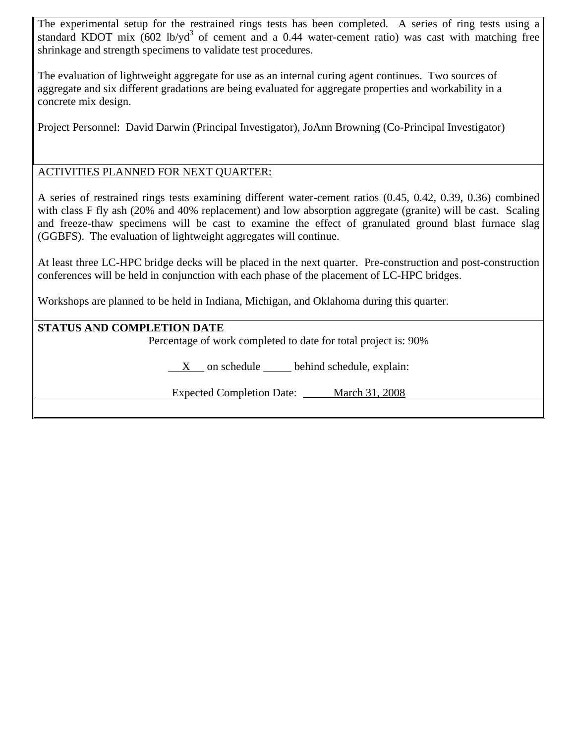The experimental setup for the restrained rings tests has been completed. A series of ring tests using a standard KDOT mix (602 lb/yd$^3$ of cement and a 0.44 water-cement ratio) was cast with matching free shrinkage and strength specimens to validate test procedures.

The evaluation of lightweight aggregate for use as an internal curing agent continues. Two sources of aggregate and six different gradations are being evaluated for aggregate properties and workability in a concrete mix design.

Project Personnel: David Darwin (Principal Investigator), JoAnn Browning (Co-Principal Investigator)

ACTIVITIES PLANNED FOR NEXT QUARTER:

A series of restrained rings tests examining different water-cement ratios (0.45, 0.42, 0.39, 0.36) combined with class F fly ash (20% and 40% replacement) and low absorption aggregate (granite) will be cast. Scaling and freeze-thaw specimens will be cast to examine the effect of granulated ground blast furnace slag (GGBFS). The evaluation of lightweight aggregates will continue.

At least three LC-HPC bridge decks will be placed in the next quarter. Pre-construction and post-construction conferences will be held in conjunction with each phase of the placement of LC-HPC bridges.

Workshops are planned to be held in Indiana, Michigan, and Oklahoma during this quarter.

**STATUS AND COMPLETION DATE**

Percentage of work completed to date for total project is: 90%

\_\_X\_\_ on schedule \_\_\_\_\_ behind schedule, explain:

Expected Completion Date: March 31, 2008